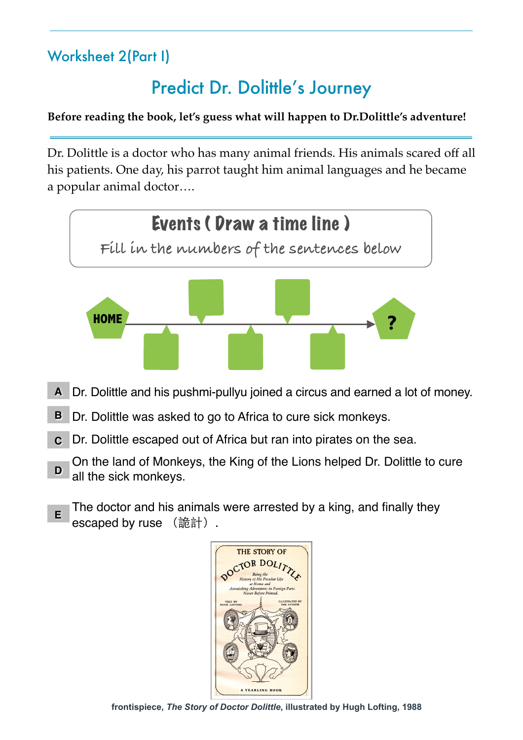Worksheet 2(Part I)

# Predict Dr. Dolittle's Journey

**Before reading the book, let's guess what will happen to Dr.Dolittle's adventure!**

Dr. Dolittle is a doctor who has many animal friends. His animals scared off all his patients. One day, his parrot taught him animal languages and he became a popular animal doctor….

## Events ( Draw a time line )

Fill in the numbers of the sentences below

HOME ?

**A** Dr. Dolittle and his pushmi-pullyu joined a circus and earned a lot of money.

**B** Dr. Dolittle was asked to go to Africa to cure sick monkeys.

**C** Dr. Dolittle escaped out of Africa but ran into pirates on the sea.

**D** On the land of Monkeys, the King of the Lions helped Dr. Dolittle to cure all the sick monkeys.

**E** The doctor and his animals were arrested by a king, and finally they escaped by ruse （詭計）.

**frontispiece, *The Story of Doctor Dolittle*, illustrated by Hugh Lofting, 1988**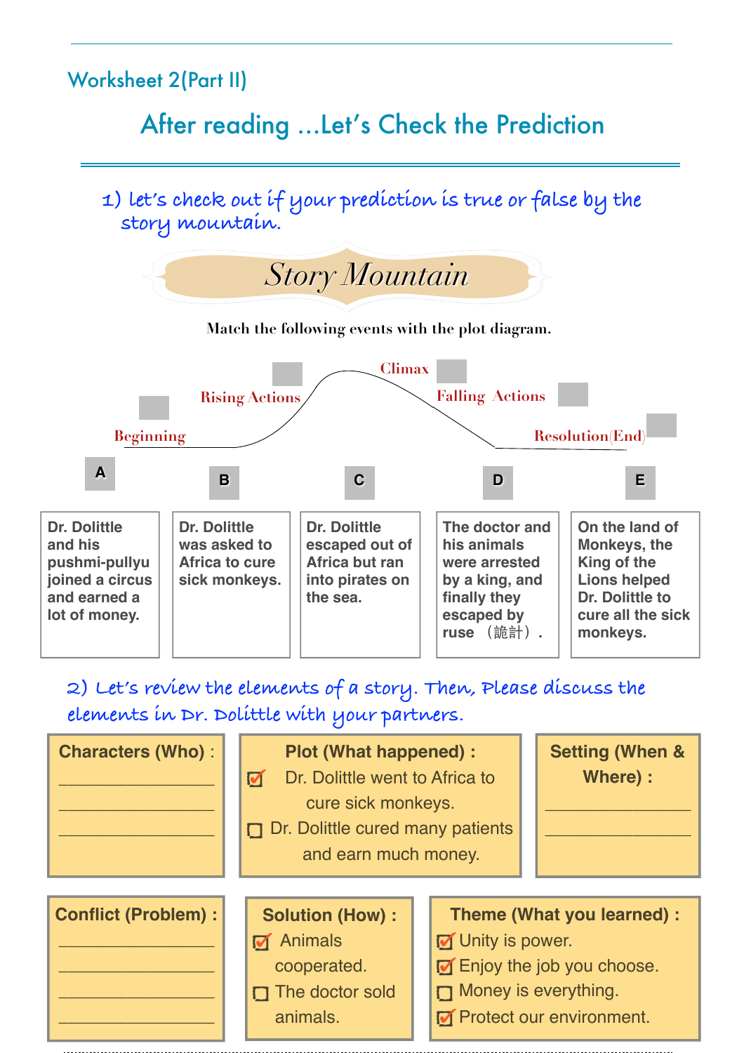Worksheet 2(Part II)

# After reading ...Let's Check the Prediction

1) let's check out if your prediction is true or false by the story mountain.

## Story Mountain

Match the following events with the plot diagram.

Beginning

Rising Actions

Climax

Falling Actions

Resolution(End)

| A | B | C | D | E |
|---|---|---|---|---|
| Dr. Dolittle and his pushmi-pullyu joined a circus and earned a lot of money. | Dr. Dolittle was asked to Africa to cure sick monkeys. | Dr. Dolittle escaped out of Africa but ran into pirates on the sea. | The doctor and his animals were arrested by a king, and finally they escaped by ruse （詭計）. | On the land of Monkeys, the King of the Lions helped Dr. Dolittle to cure all the sick monkeys. |

2) Let's review the elements of a story. Then, Please discuss the elements in Dr. Dolittle with your partners.

**Characters (Who) :**

______________

______________

______________

**Plot (What happened) :**

- ☑ Dr. Dolittle went to Africa to cure sick monkeys.
- ☐ Dr. Dolittle cured many patients and earn much money.

**Setting (When & Where) :**

______________

______________

**Conflict (Problem) :**

______________

______________

______________

______________

**Solution (How) :**

- ☑ Animals cooperated.
- ☐ The doctor sold animals.

**Theme (What you learned) :**

- ☑ Unity is power.
- ☑ Enjoy the job you choose.
- ☐ Money is everything.
- ☑ Protect our environment.